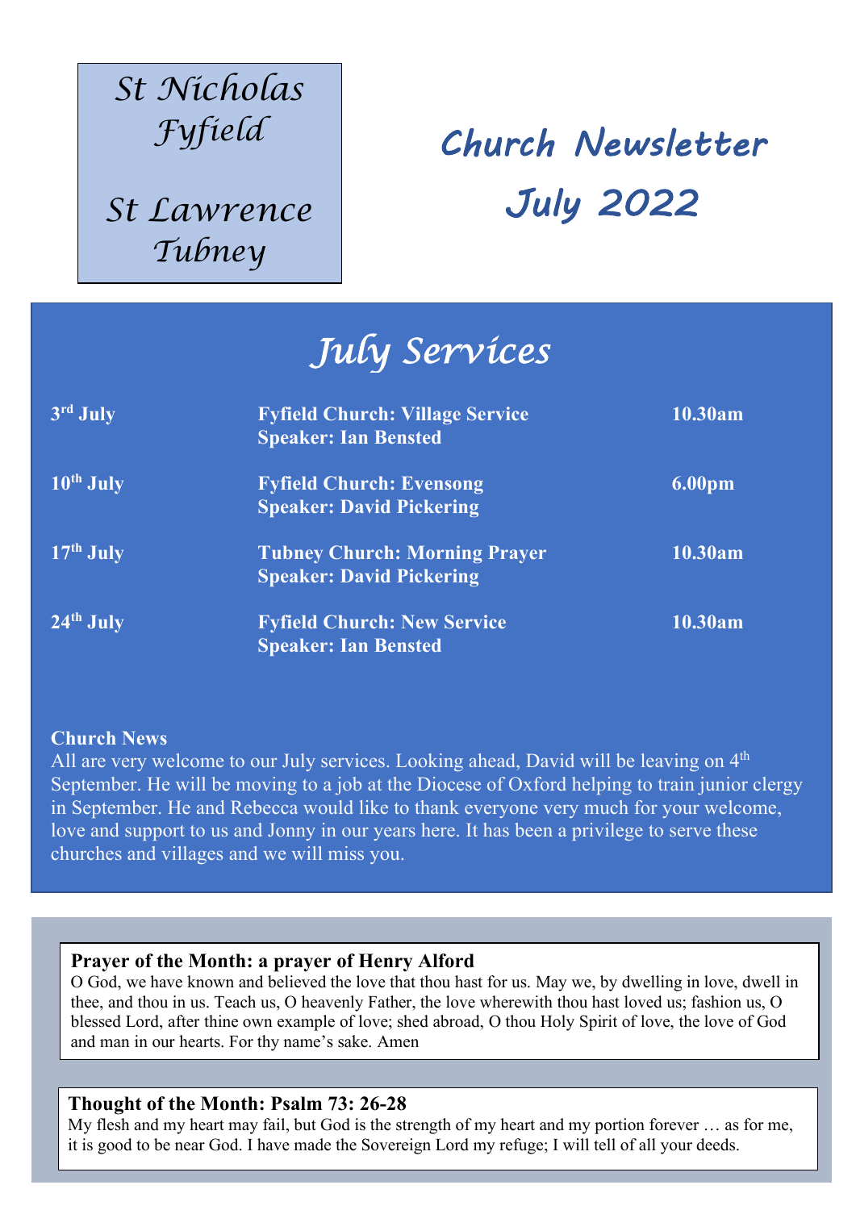**St Nicholas Fyfield**

**St Lawrence Tubney**

# Church Newsletter July 2022

## July Services

| | | |
|---|---|---|
| 3rd July | **Fyfield Church: Village Service** **Speaker: Ian Bensted** | 10.30am |
| 10th July | **Fyfield Church: Evensong** **Speaker: David Pickering** | 6.00pm |
| 17th July | **Tubney Church: Morning Prayer** **Speaker: David Pickering** | 10.30am |
| 24th July | **Fyfield Church: New Service** **Speaker: Ian Bensted** | 10.30am |

**Church News**

All are very welcome to our July services. Looking ahead, David will be leaving on 4th September. He will be moving to a job at the Diocese of Oxford helping to train junior clergy in September. He and Rebecca would like to thank everyone very much for your welcome, love and support to us and Jonny in our years here. It has been a privilege to serve these churches and villages and we will miss you.

**Prayer of the Month: a prayer of Henry Alford**

O God, we have known and believed the love that thou hast for us. May we, by dwelling in love, dwell in thee, and thou in us. Teach us, O heavenly Father, the love wherewith thou hast loved us; fashion us, O blessed Lord, after thine own example of love; shed abroad, O thou Holy Spirit of love, the love of God and man in our hearts. For thy name's sake. Amen

**Thought of the Month: Psalm 73: 26-28**

My flesh and my heart may fail, but God is the strength of my heart and my portion forever … as for me, it is good to be near God. I have made the Sovereign Lord my refuge; I will tell of all your deeds.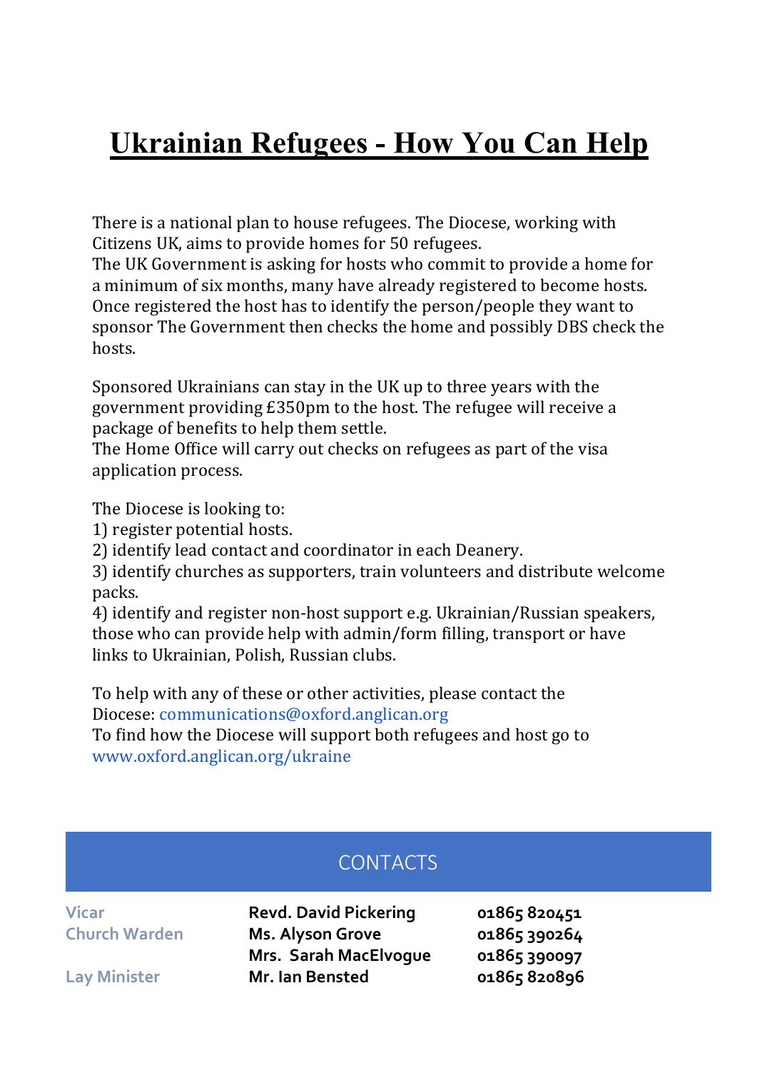# Ukrainian Refugees - How You Can Help

There is a national plan to house refugees. The Diocese, working with Citizens UK, aims to provide homes for 50 refugees.
The UK Government is asking for hosts who commit to provide a home for a minimum of six months, many have already registered to become hosts. Once registered the host has to identify the person/people they want to sponsor The Government then checks the home and possibly DBS check the hosts.

Sponsored Ukrainians can stay in the UK up to three years with the government providing £350pm to the host. The refugee will receive a package of benefits to help them settle.
The Home Office will carry out checks on refugees as part of the visa application process.

The Diocese is looking to:
1) register potential hosts.
2) identify lead contact and coordinator in each Deanery.
3) identify churches as supporters, train volunteers and distribute welcome packs.
4) identify and register non-host support e.g. Ukrainian/Russian speakers, those who can provide help with admin/form filling, transport or have links to Ukrainian, Polish, Russian clubs.

To help with any of these or other activities, please contact the Diocese: communications@oxford.anglican.org
To find how the Diocese will support both refugees and host go to www.oxford.anglican.org/ukraine

## CONTACTS

| | | |
|---|---|---|
| Vicar | **Revd. David Pickering** | **01865 820451** |
| Church Warden | **Ms. Alyson Grove** | **01865 390264** |
| | **Mrs. Sarah MacElvogue** | **01865 390097** |
| Lay Minister | **Mr. Ian Bensted** | **01865 820896** |